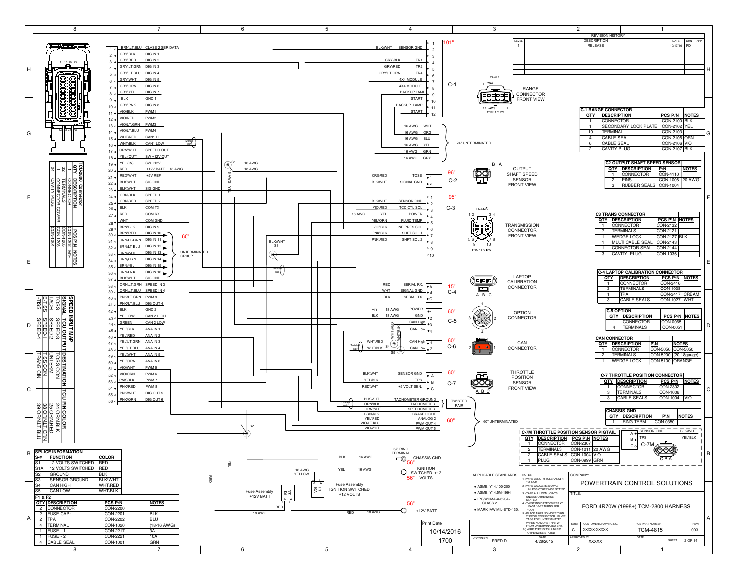# FORD 4R70W (1998+) TCM-2800 HARNESS

## TCU-2800 Connector

| QTY | DESCRIPTION | PCS P/N | NOTES |
|---|---|---|---|
| 1 | CONNECTOR | CON-1202 | M/F |
| 32 | TERMINALS | CON-1205 | |
| 1 | CONNECTOR COVER | CON-1203 | |
| 24 | CAVITY PLUG | CON-1204 | |

## TCU-2800 Pinout

| PIN | COLOR | FUNCTION |
|---|---|---|
| 1 | BRN\LT.BLU | CLASS 2 SER DATA |
| 2 | GRY\BLK | DIG IN 1 |
| 3 | GRY\RED | DIG IN 2 |
| 4 | GRY\LT.GRN | DIG IN 3 |
| 5 | GRY\LT.BLU | DIG IN 4 |
| 6 | GRY\WHT | DIG IN 5 |
| 7 | GRY\ORN | DIG IN 6 |
| 8 | GRY\YEL | DIG IN 7 |
| 9 | BLK | GND 1 |
| 10 | GRY\PNK | DIG IN 8 |
| 11 | VIO\BLK | PWM1 |
| 12 | VIO\RED | PWM2 |
| 13 | VIO\LT.GRN | PWM3 |
| 14 | VIO\LT.BLU | PWM4 |
| 15 | WHT\RED | CAN1 HI |
| 16 | WHT\BLK | CAN1 LOW |
| 17 | ORN\WHT | SPEEDO OUT |
| 18 | YEL (OUT) | SW +12V OUT |
| 19 | YEL (IN) | SW +12V |
| 20 | RED | +12V BATT 18 AWG |
| 21 | RED\WHT | +5V REF |
| 22 | BLK\WHT | SIG GND |
| 23 | BLK\WHT | SIG GND |
| 24 | ORN\BLK | SPEED 1 |
| 25 | ORN\RED | SPEED 2 |
| 26 | BLK | COM TX |
| 27 | RED | COM RX |
| 28 | WHT | COM GND |
| 29 | BRN\BLK | DIG IN 9 |
| 30 | BRN\RED | DIG IN 10 |
| 31 | BRN\LT.GRN | DIG IN 11 |
| 32 | BRN\LT.BLU | DIG IN 12 |
| 33 | BRN\WHT | DIG IN 13 |
| 34 | BRN\ORN | DIG IN 14 |
| 35 | BRN\YEL | DIG IN 15 |
| 36 | BRN\PNK | DIG IN 16 |
| 37 | BLK\WHT | SIG GND |
| 38 | ORN\LT.GRN | SPEED IN 3 |
| 39 | ORN\LT.BLU | SPEED IN 4 |
| 40 | PNK\LT.GRN | PWM 9 |
| 41 | PNK\LT.BLU | DIG OUT 4 |
| 42 | BLK | GND 2 |
| 43 | YELLOW | CAN 2 HIGH |
| 44 | GREEN | CAN 2 LOW |
| 45 | YEL\BLK | ANA IN 1 |
| 46 | YEL\RED | ANA IN 2 |
| 47 | YEL\LT.GRN | ANA IN 3 |
| 48 | YEL\LT.BLU | ANA IN 4 |
| 49 | YEL\WHT | ANA IN 5 |
| 50 | YEL\ORN | ANA IN 6 |
| 51 | VIO\WHT | PWM 5 |
| 52 | VIO\ORN | PWM 6 |
| 53 | PNK\BLK | PWM 7 |
| 54 | PNK\RED | PWM 8 |
| 55 | PNK\WHT | DIG OUT 5 |
| 56 | PNK\ORN | DIG OUT 6 |

Pins 30–36: UNTERMINATED GROUP, 60"

## SPEED INPUT MAP

| SIGNAL | TCU OUTPUT | DESTINATION | TCU PIN | COLOR |
|---|---|---|---|---|
| TOSS | SPEED-3 | TOSS CON | 24 | ORN\BLK |
| TACH | SPEED-2 | UNTERM | 25 | ORN\RED |
| E-TISS | SPEED-1 | TISS CON | 38 | ORN\LT.GRN |
| I-TISS | SPEED-4 | TRANS CN | 39 | ORN\LT.BLU |

## C-1 RANGE CONNECTOR (101")

| PIN | COLOR | FUNCTION |
|---|---|---|
| 1 | BLK\WHT | SENSOR GND |
| 2 | | |
| 3 | GRY\BLK | TR1 |
| 4 | GRY\RED | TR2 |
| 5 | GRY\LT.GRN | TR4 |
| 6 | | 4X4 MODULE |
| 7 | | 4X4 MODULE |
| 8 | | BACKUP LAMP |
| 9 | | START |
| 10 | | BACKUP LAMP |
| 11 | | START |

16 AWG WHT, ORG, BLU, YEL, GRN, GRY — 24" UNTERMINATED

RANGE CONNECTOR FRONT VIEW

| QTY | DESCRIPTION | PCS P/N | NOTES |
|---|---|---|---|
| 1 | CONNECTOR | CON-2100 | BLK |
| 1 | SECONDARY LOCK PLATE | CON-2102 | YEL |
| 10 | TERMINAL | CON-2103 | |
| 4 | CABLE SEAL | CON-2105 | ORN |
| 6 | CABLE SEAL | CON-2106 | VIO |
| 2 | CAVITY PLUG | CON-2107 | BLK |

## C-2 OUTPUT SHAFT SPEED SENSOR (96")

| PIN | COLOR | FUNCTION |
|---|---|---|
| 1 | ORG\RED | TOSS |
| 2 | BLK\WHT | SIGNAL GND |

OUTPUT SHAFT SPEED SENSOR FRONT VIEW

| QTY | DESCRIPTION | P/N | NOTES |
|---|---|---|---|
| 1 | CONNECTOR | CON-4110 | |
| 2 | PINS | CON-1006 | 20 AWG |
| 3 | RUBBER SEALS | CON-1004 | |

## C-3 TRANS CONNECTOR (95")

| PIN | COLOR | FUNCTION |
|---|---|---|
| 1 | | |
| 2 | BLK\WHT | SENSOR GND |
| 3 | VIO\RED | TCC CTL SOL |
| 4 | YEL (16 AWG) | POWER |
| 5 | YEL\ORN | FLUID TEMP |
| 6 | VIO\BLK | LINE PRES SOL |
| 7 | PNK\BLK | SHFT SOL 1 |
| 8 | PNK\RED | SHFT SOL 2 |
| 9 | | |
| 10 | | |

TRANSMISSION CONNECTOR FRONT VIEW

| QTY | DESCRIPTION | PCS P/N | NOTES |
|---|---|---|---|
| 1 | CONNECTOR | CON-2132 | |
| 7 | TERMINALS | CON-2121 | |
| 1 | WEDGE LOCK | CON-2127 | BLK |
| 1 | MULTI CABLE SEAL | CON-2143 | |
| 1 | CONNECTOR SEAL | CON-2144 | |
| 3 | CAVITY PLUG | CON-1036 | |

## C-4 LAPTOP CALIBRATION CONNECTOR (15")

| PIN | COLOR | FUNCTION |
|---|---|---|
| A | RED | SERIAL RX. |
| B | WHT | SIGNAL GND |
| C | BLK | SERIAL TX. |

| QTY | DESCRIPTION | PCS P/N | NOTES |
|---|---|---|---|
| 1 | CONNECTOR | CON-3416 | |
| 3 | TERMINALS | CON-1038 | |
| 1 | TPA | CON-3417 | CREAM |
| 3 | CABLE SEALS | CON-1027 | WHT |

## C-5 OPTION CONNECTOR (60")

| PIN | COLOR | FUNCTION |
|---|---|---|
| 1 | YEL 18 AWG | POWER |
| 2 | BLK 18 AWG | GND |
| 3 | WHT\RED | CAN High |
| 4 | WHT\BLK | CAN Low |

| QTY | DESCRIPTION | PCS P/N | NOTES |
|---|---|---|---|
| 1 | CONNECTOR | CON-0065 | |
| 4 | TERMINALS | CON-0051 | |

## C-6 CAN CONNECTOR (60")

| PIN | COLOR | FUNCTION |
|---|---|---|
| 1 | WHT\RED | CAN High |
| 2 | WHT\BLK | CAN Low |

| QTY | DESCRIPTION | P/N | NOTES |
|---|---|---|---|
| 1 | CONNECTOR | CON-5050 | CON-5050 |
| 2 | TERMINALS | CON-5200 | (20-18gauge) |
| 1 | WEDGE LOCK | CON-5100 | ORANGE |

## C-7 THROTTLE POSITION CONNECTOR (60")

| PIN | COLOR | FUNCTION |
|---|---|---|
| A | BLK\WHT | SENSOR GND |
| B | YEL\BLK | TPS |
| C | RED\WHT | +5 VOLT SEN. |

THROTTLE POSITION SENSOR FRONT VIEW

| QTY | DESCRIPTION | PCS P/N | NOTES |
|---|---|---|---|
| 1 | CONNECTOR | CON-2302 | |
| 3 | TERMINALS | CON-1006 | |
| 3 | CABLE SEALS | CON-1004 | VIO |

## C-7M THROTTLE POSITION SENSOR PIGTAIL

A: SENSOR GND — BLK\WHT; B: TPS — YEL\BLK; C

| QTY | DESCRIPTION | PCS P/N | NOTES |
|---|---|---|---|
| 1 | CONNECTOR | CON-2307 | |
| 2 | TERMINALS | CON-1011 | 20 AWG |
| 2 | CABLE SEALS | CON-1004 | VIO |
| 1 | PLUG | CON-0999 | GRN |

## 60" UNTERMINATED (TWISTED PAIR)

| COLOR | FUNCTION |
|---|---|
| BLK\WHT | TACHOMETER GROUND |
| ORN\BLK | TACHOMETER |
| ORN\WHT | SPEEDOMETER |
| BRN\BLK | BRAKE LIGHT |
| YEL\RED | ANALOG 2 |
| VIO\LT.BLU | PWM OUT 4 |
| VIO\WHT | PWM OUT 5 |

## CHASSIS GND

| QTY | DESCRIPTION | P/N | NOTES |
|---|---|---|---|
| 1 | RING TERM. | CON-0350 | |

- BLK 16 AWG — 3/8 RING TERMINAL — CHASSIS GND — 56"
- YEL 16 AWG — IGNITION SWITCHED +12 VOLTS — 56"
- RED 18 AWG — +12V BATT — 56"
- Fuse Assembly +12V BATT (F2 3A); Fuse Assembly IGNITION SWITCHED +12 VOLTS (F1 10A)

## SPLICE INFORMATION

| S-# | FUNCTION | COLOR |
|---|---|---|
| S1 | 12 VOLTS SWITCHED | RED |
| S1A | 12 VOLTS SWITCHED | RED |
| S2 | GROUND | BLK |
| S3 | SENSOR GROUND | BLK\WHT |
| S4 | CAN HIGH | WHT\RED |
| S5 | CAN LOW | WHT\BLK |

## F1 & F2

| QTY | DESCRIPTION | PCS P/N | NOTES |
|---|---|---|---|
| 2 | CONNECTOR | CON-2200 | |
| 2 | FUSE CAP: | CON-2201 | BLK |
| 2 | TPA | CON-2202 | BLU |
| 4 | TERMINAL | CON-1020 | (18-16 AWG) |
| 1 | FUSE - 1 | CON-2217 | 3A |
| 1 | FUSE - 2 | CON-2221 | 10A |
| 4 | CABLE SEAL | CON-1001 | GRN |

## REVISION HISTORY

| LEVEL | DESCRIPTION | DATE | DRN | APP |
|---|---|---|---|---|
| 1 | RELEASE | 10/17/16 | FD | |

## APPLICABLE STANDARDS

- ASME Y14.100-200
- ASME Y14.5M-1994
- IPC/WHMA-A-620A-CLASS 2
- MARK IAW MIL-STD-130

## NOTES

1. WIRE LENGTH TOLERANCE +/- 1/2 INCH
2. WIRE GAUGE IS 20 AWG UNLESS OTHERWISE STATED
3. TAPE ALL LOOM JOINTS UNLESS OTHERWISE STATED
4. TWIST INDICATED WIRES AT LEAST 10-12 TURNS PER FOOT
5. PLACE TAGS NO MORE THAN 2" FROM CONNECTOR. PLACE TAGS FOR UNTERMINATED WIRES NO MORE THAN 2" FROM UNTERMINATED END.
6. WIRE TYPE IS TXL UNLESS OTHERWISE STATED

Print Date: 10/14/2016 1700

COMPANY: POWERTRAIN CONTROL SOLUTIONS

TITLE: FORD 4R70W (1998+) TCM-2800 HARNESS

| DRAWN BY: | DATE: | SIZE: | CUSTOMER DRAWING NO. | PCS PART NUMBER | REV: |
|---|---|---|---|---|---|
| FRED D. | 4/28/2015 | C | XXXXX-XXXXX | TCM-4815 | 003 |

APPROVED BY: XXXXX — SHEET 2 OF 14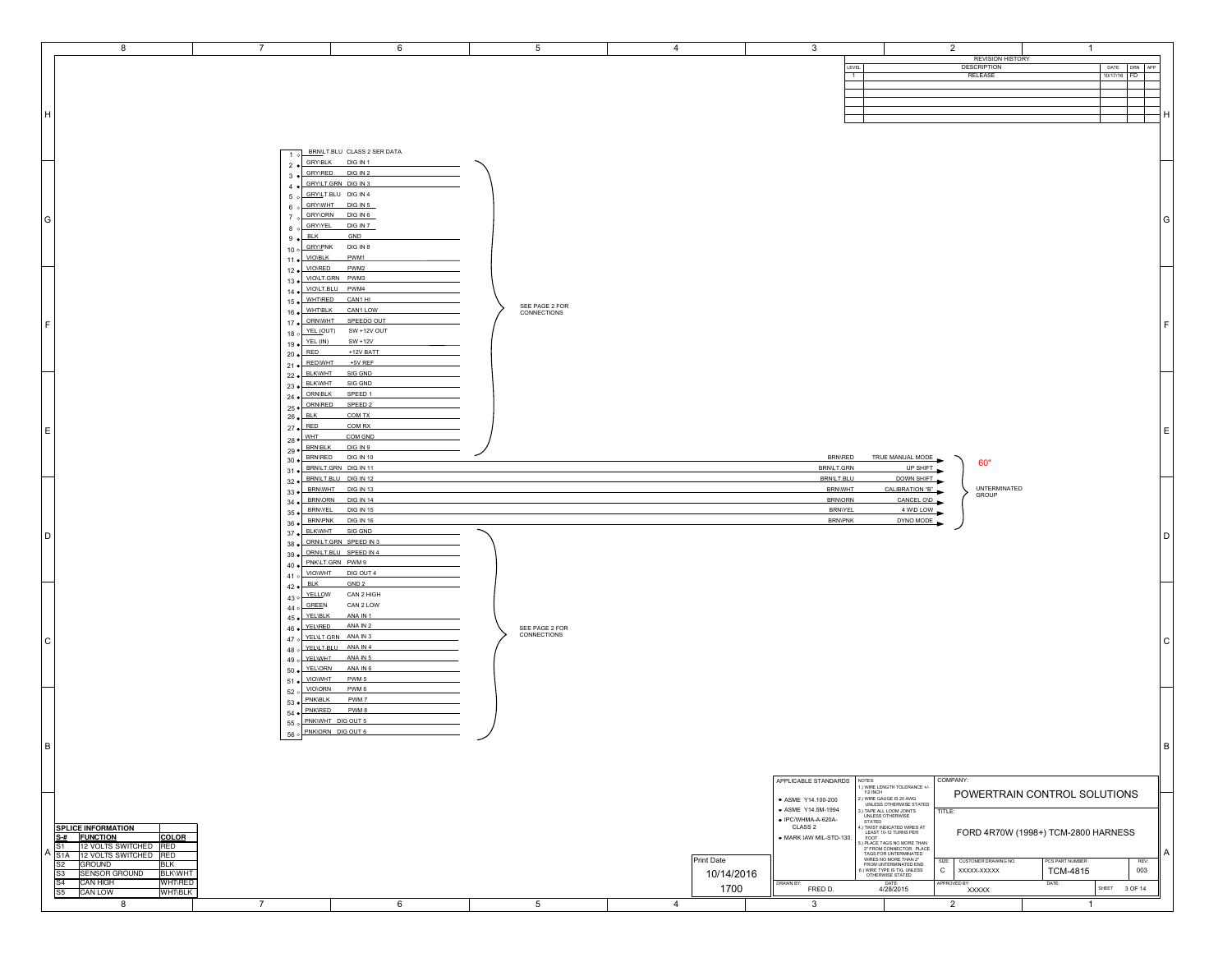| LEVEL | DESCRIPTION | DATE | DRN | APP |
|---|---|---|---|---|
| 1 | RELEASE | 10/17/16 | FD | |

| PIN | WIRE COLOR | FUNCTION |
|---|---|---|
| 1 | BRN\LT.BLU | CLASS 2 SER DATA |
| 2 | GRY\BLK | DIG IN 1 |
| 3 | GRY\RED | DIG IN 2 |
| 4 | GRY\LT.GRN | DIG IN 3 |
| 5 | GRY\LT.BLU | DIG IN 4 |
| 6 | GRY\WHT | DIG IN 5 |
| 7 | GRY\ORN | DIG IN 6 |
| 8 | GRY\YEL | DIG IN 7 |
| 9 | BLK | GND |
| 10 | GRY\PNK | DIG IN 8 |
| 11 | VIO\BLK | PWM1 |
| 12 | VIO\RED | PWM2 |
| 13 | VIO\LT.GRN | PWM3 |
| 14 | VIO\LT.BLU | PWM4 |
| 15 | WHT\RED | CAN1 HI |
| 16 | WHT\BLK | CAN1 LOW |
| 17 | ORN\WHT | SPEEDO OUT |
| 18 | YEL (OUT) | SW +12V OUT |
| 19 | YEL (IN) | SW +12V |
| 20 | RED | +12V BATT |
| 21 | RED\WHT | +5V REF |
| 22 | BLK\WHT | SIG GND |
| 23 | BLK\WHT | SIG GND |
| 24 | ORN\BLK | SPEED 1 |
| 25 | ORN\RED | SPEED 2 |
| 26 | BLK | COM TX |
| 27 | RED | COM RX |
| 28 | WHT | COM GND |
| 29 | BRN\BLK | DIG IN 9 |

SEE PAGE 2 FOR CONNECTIONS

| PIN | WIRE COLOR | FUNCTION | DESTINATION |
|---|---|---|---|
| 30 | BRN\RED | DIG IN 10 | BRN\RED TRUE MANUAL MODE |
| 31 | BRN\LT.GRN | DIG IN 11 | BRN\LT.GRN UP SHIFT |
| 32 | BRN\LT.BLU | DIG IN 12 | BRN\LT.BLU DOWN SHIFT |
| 33 | BRN\WHT | DIG IN 13 | BRN\WHT CALIBRATION "B" |
| 34 | BRN\ORN | DIG IN 14 | BRN\ORN CANCEL O'D |
| 35 | BRN\YEL | DIG IN 15 | BRN\YEL 4 W\D LOW |
| 36 | BRN\PNK | DIG IN 16 | BRN\PNK DYNO MODE |

60"

UNTERMINATED GROUP

| PIN | WIRE COLOR | FUNCTION |
|---|---|---|
| 37 | BLK\WHT | SIG GND |
| 38 | ORN\LT.GRN | SPEED IN 3 |
| 39 | ORN\LT.BLU | SPEED IN 4 |
| 40 | PNK\LT.GRN | PWM 9 |
| 41 | VIO\WHT | DIG OUT 4 |
| 42 | BLK | GND 2 |
| 43 | YELLOW | CAN 2 HIGH |
| 44 | GREEN | CAN 2 LOW |
| 45 | YEL\BLK | ANA IN 1 |
| 46 | YEL\RED | ANA IN 2 |
| 47 | YEL\LT.GRN | ANA IN 3 |
| 48 | YEL\LT.BLU | ANA IN 4 |
| 49 | YEL\WHT | ANA IN 5 |
| 50 | YEL\ORN | ANA IN 6 |
| 51 | VIO\WHT | PWM 5 |
| 52 | VIO\ORN | PWM 6 |
| 53 | PNK\BLK | PWM 7 |
| 54 | PNK\RED | PWM 8 |
| 55 | PNK\WHT | DIG OUT 5 |
| 56 | PNK\ORN | DIG OUT 6 |

SEE PAGE 2 FOR CONNECTIONS

**SPLICE INFORMATION**

| S-# | FUNCTION | COLOR |
|---|---|---|
| S1 | 12 VOLTS SWITCHED | RED |
| S1A | 12 VOLTS SWITCHED | RED |
| S2 | GROUND | BLK |
| S3 | SENSOR GROUND | BLK\WHT |
| S4 | CAN HIGH | WHT\RED |
| S5 | CAN LOW | WHT\BLK |

Print Date: 10/14/2016 1700

APPLICABLE STANDARDS
- ASME Y14.100-200
- ASME Y14.5M-1994
- IPC/WHMA-A-620A-CLASS 2
- MARK IAW MIL-STD-130.

NOTES:
1.) WIRE LENGTH TOLERANCE +/- 1/2 INCH
2.) WIRE GAUGE IS 20 AWG UNLESS OTHERWISE STATED
3.) TAPE ALL LOOM JOINTS UNLESS OTHERWISE STATED
4.) TWIST INDICATED WIRES AT LEAST 10-12 TURNS PER FOOT
5.) PLACE TAGS NO MORE THAN 2" FROM CONNECTOR. PLACE TAGS FOR UNTERMINATED WIRES NO MORE THAN 2" FROM UNTERMINATED END.
6.) WIRE TYPE IS TXL UNLESS OTHERWISE STATED

COMPANY: POWERTRAIN CONTROL SOLUTIONS

TITLE: FORD 4R70W (1998+) TCM-2800 HARNESS

| SIZE | CUSTOMER DRAWING NO. | PCS PART NUMBER | REV |
|---|---|---|---|
| C | XXXXX-XXXXX | TCM-4815 | 003 |

| DRAWN BY: | DATE: | APPROVED BY: | DATE: | SHEET |
|---|---|---|---|---|
| FRED D. | 4/28/2015 | XXXXX | | 3 OF 14 |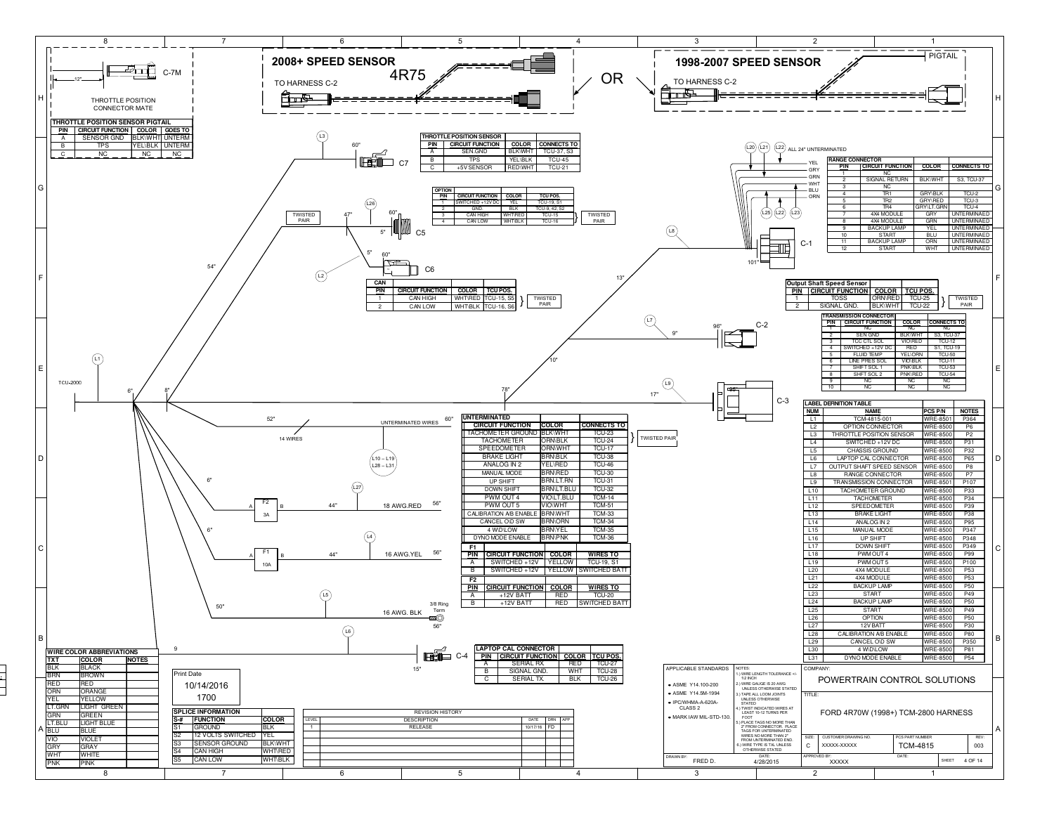## 2008+ SPEED SENSOR

4R75

TO HARNESS C-2

OR

## 1998-2007 SPEED SENSOR

TO HARNESS C-2

PIGTAIL

C-7M

12"

THROTTLE POSITION CONNECTOR MATE

| THROTTLE POSITION SENSOR PIGTAIL | | | |
|---|---|---|---|
| PIN | CIRCUIT FUNCTION | COLOR | GOES TO |
| A | SENSOR GND | BLK\WHT | UNTERM |
| B | TPS | YEL\BLK | UNTERM |
| C | NC | NC | NC |

| THROTTLE POSITION SENSOR | | | |
|---|---|---|---|
| PIN | CIRCUIT FUNCTION | COLOR | CONNECTS TO |
| A | SEN.GND | BLK\WHT | TCU-37, S3 |
| B | TPS | YEL\BLK | TCU-45 |
| C | +5V SENSOR | RED\WHT | TCU-21 |

| OPTION | | | |
|---|---|---|---|
| PIN | CIRCUIT FUNCTION | COLOR | TCU POS. |
| 1 | SWITCHED +12V DC | YEL | TCU-19, S1 |
| 2 | GND. | BLK | TCU-9, 42, S2 |
| 3 | CAN HIGH | WHT\RED | TCU-15 |
| 4 | CAN LOW | WHT\BLK | TCU-16 |

TWISTED PAIR

| CAN | | | |
|---|---|---|---|
| PIN | CIRCUIT FUNCTION | COLOR | TCU POS. |
| 1 | CAN HIGH | WHT\RED | TCU-15, S5 |
| 2 | CAN LOW | WHT\BLK | TCU-16, S6 |

TWISTED PAIR

L20 L21 L22 ALL 24" UNTERMINATED

YEL GRY GRN WHT BLU ORN

L25 L26 L23

| RANGE CONNECTOR | | | |
|---|---|---|---|
| PIN | CIRCUIT FUNCTION | COLOR | CONNECTS TO |
| 1 | NC | | |
| 2 | SIGNAL RETURN | BLK\WHT | S3, TCU-37 |
| 3 | NC | | |
| 4 | TR1 | GRY\BLK | TCU-2 |
| 5 | TR2 | GRY\RED | TCU-3 |
| 6 | TR4 | GRY\LT.GRN | TCU-4 |
| 7 | 4X4 MODULE | GRY | UNTERMINAED |
| 8 | 4X4 MODULE | GRN | UNTERMINAED |
| 9 | BACKUP LAMP | YEL | UNTERMINAED |
| 10 | START | BLU | UNTERMINAED |
| 11 | BACKUP LAMP | ORN | UNTERMINAED |
| 12 | START | WHT | UNTERMINAED |

| Output Shaft Speed Sensor | | | |
|---|---|---|---|
| PIN | CIRCUIT FUNCTION | COLOR | TCU POS. |
| 1 | TOSS | ORN\RED | TCU-25 |
| 2 | SIGNAL GND. | BLK\WHT | TCU-22 |

TWISTED PAIR

| TRANSMISSION CONNECTOR | | | |
|---|---|---|---|
| PIN | CIRCUIT FUNCTION | COLOR | CONNECTS TO |
| 1 | NC | NC | NC |
| 2 | SEN GND | BLK\WHT | S3, TCU-37 |
| 3 | TCC CTL SOL | VIO\RED | TCU-12 |
| 4 | SWITCHED +12V DC | RED | S1, TCU-19 |
| 5 | FLUID TEMP | YEL\ORN | TCU-50 |
| 6 | LINE PRES SOL | VIO\BLK | TCU-11 |
| 7 | SHIFT SOL 1 | PNK\BLK | TCU-53 |
| 8 | SHFT SOL 2 | PNK\RED | TCU-54 |
| 9 | NC | NC | NC |
| 10 | NC | NC | NC |

| LABEL DEFINITION TABLE | | | |
|---|---|---|---|
| NUM | NAME | PCS P/N | NOTES |
| L1 | TCM-4815-001 | WRE-8501 | P364 |
| L2 | OPTION CONNECTOR | WRE-8500 | P6 |
| L3 | THROTTLE POSITION SENSOR | WRE-8500 | P2 |
| L4 | SWITCHED +12V DC | WRE-8500 | P31 |
| L5 | CHASSIS GROUND | WRE-8500 | P32 |
| L6 | LAPTOP CAL CONNECTOR | WRE-8500 | P65 |
| L7 | OUTPUT SHAFT SPEED SENSOR | WRE-8500 | P8 |
| L8 | RANGE CONNECTOR | WRE-8500 | P7 |
| L9 | TRANSMISSION CONNECTOR | WRE-8501 | P107 |
| L10 | TACHOMETER GROUND | WRE-8500 | P33 |
| L11 | TACHOMETER | WRE-8500 | P34 |
| L12 | SPEEDOMETER | WRE-8500 | P39 |
| L13 | BRAKE LIGHT | WRE-8500 | P38 |
| L14 | ANALOG IN 2 | WRE-8500 | P95 |
| L15 | MANUAL MODE | WRE-8500 | P347 |
| L16 | UP SHIFT | WRE-8500 | P348 |
| L17 | DOWN SHIFT | WRE-8500 | P349 |
| L18 | PWM OUT 4 | WRE-8500 | P99 |
| L19 | PWM OUT 5 | WRE-8500 | P100 |
| L20 | 4X4 MODULE | WRE-8500 | P53 |
| L21 | 4X4 MODULE | WRE-8500 | P53 |
| L22 | BACKUP LAMP | WRE-8500 | P50 |
| L23 | START | WRE-8500 | P49 |
| L24 | BACKUP LAMP | WRE-8500 | P50 |
| L25 | START | WRE-8500 | P49 |
| L26 | OPTION | WRE-8500 | P50 |
| L27 | 12V BATT | WRE-8500 | P30 |
| L28 | CALIBRATION A/B ENABLE | WRE-8500 | P80 |
| L29 | CANCEL O/D SW | WRE-8500 | P350 |
| L30 | 4 WD\LOW | WRE-8500 | P81 |
| L31 | DYNO MODE ENABLE | WRE-8500 | P54 |

TCU-2000

52" — 14 WIRES — UNTERMINATED WIRES 60"

(L10 – L19, L28 – L31)

| UNTERMINATED | | |
|---|---|---|
| CIRCUIT FUNCTION | COLOR | CONNECTS TO |
| TACHOMETER GROUND | BLK\WHT | TCU-23 |
| TACHOMETER | ORN\BLK | TCU-24 |
| SPEEDOMETER | ORN\WHT | TCU-17 |
| BRAKE LIGHT | BRN\BLK | TCU-38 |
| ANALOG IN 2 | YEL\RED | TCU-46 |
| MANUAL MODE | BRN\RED | TCU-30 |
| UP SHIFT | BRN.LT.RN | TCU-31 |
| DOWN SHIFT | BRN\LT.BLU | TCU-32 |
| PWM OUT 4 | VIO\LT.BLU | TCM-14 |
| PWM OUT 5 | VIO\WHT | TCM-51 |
| CALIBRATION A/B ENABLE | BRN\WHT | TCM-33 |
| CANCEL O\D SW | BRN\ORN | TCM-34 |
| 4 WD\LOW | BRN\YEL | TCM-35 |
| DYNO MODE ENABLE | BRN\PNK | TCM-36 |

TWISTED PAIR

F2 3A — 44" — 18 AWG.RED 56"

F1 10A — 44" — 16 AWG.YEL 56"

50" — 16 AWG. BLK — 3/8 Ring Term 56"

| F1 | | | |
|---|---|---|---|
| PIN | CIRCUIT FUNCTION | COLOR | WIRES TO |
| A | SWITCHED +12V | YELLOW | TCU-19, S1 |
| B | SWITCHED +12V | YELLOW | SWITCHED BATT |

| F2 | | | |
|---|---|---|---|
| PIN | CIRCUIT FUNCTION | COLOR | WIRES TO |
| A | +12V BATT | RED | TCU-20 |
| B | +12V BATT | RED | SWITCHED BATT |

C-4 15"

| LAPTOP CAL CONNECTOR | | | |
|---|---|---|---|
| PIN | CIRCUIT FUNCTION | COLOR | TCU POS. |
| A | SERIAL RX | RED | TCU-27 |
| B | SIGNAL GND. | WHT | TCU-28 |
| C | SERIAL TX | BLK | TCU-26 |

| WIRE COLOR ABBREVIATIONS | | |
|---|---|---|
| TXT | COLOR | NOTES |
| BLK | BLACK | |
| BRN | BROWN | |
| RED | RED | |
| ORN | ORANGE | |
| YEL | YELLOW | |
| LT.GRN | LIGHT GREEN | |
| GRN | GREEN | |
| LT.BLU | LIGHT BLUE | |
| BLU | BLUE | |
| VIO | VIOLET | |
| GRY | GRAY | |
| WHT | WHITE | |
| PNK | PINK | |

Print Date
10/14/2016
1700

| SPLICE INFORMATION | | |
|---|---|---|
| S-# | FUNCTION | COLOR |
| S1 | GROUND | BLK |
| S2 | 12 VOLTS SWITCHED | YEL |
| S3 | SENSOR GROUND | BLK\WHT |
| S4 | CAN HIGH | WHT\RED |
| S5 | CAN LOW | WHT\BLK |

| REVISION HISTORY | | | | |
|---|---|---|---|---|
| LEVEL | DESCRIPTION | DATE | DRN | APP |
| 1 | RELEASE | 10/17/16 | FD | |

APPLICABLE STANDARDS
- ASME Y14.100-200
- ASME Y14.5M-1994
- IPC/WHMA-A-620A-CLASS 2
- MARK IAW MIL-STD-130.

NOTES:
1.) WIRE LENGTH TOLERANCE +/- 1/2 INCH
2.) WIRE GAUGE IS 20 AWG UNLESS OTHERWISE STATED
3.) TAPE ALL LOOM JOINTS UNLESS OTHERWISE STATED
4.) TWIST INDICATED WIRES AT LEAST 10-12 TURNS PER FOOT
5.) PLACE TAGS NO MORE THAN 2" FROM CONNECTOR. PLACE TAGS FOR UNTERMINATED WIRES NO MORE THAN 2" FROM UNTERMINATED END.
6.) WIRE TYPE IS TXL UNLESS OTHERWISE STATED

COMPANY: POWERTRAIN CONTROL SOLUTIONS

TITLE: FORD 4R70W (1998+) TCM-2800 HARNESS

SIZE: C — CUSTOMER DRAWING NO.: XXXXX-XXXXX — PCS PART NUMBER: TCM-4815 — REV: 003

DRAWN BY: FRED D. — DATE: 4/28/2015 — APPROVED BY: XXXXX — DATE: